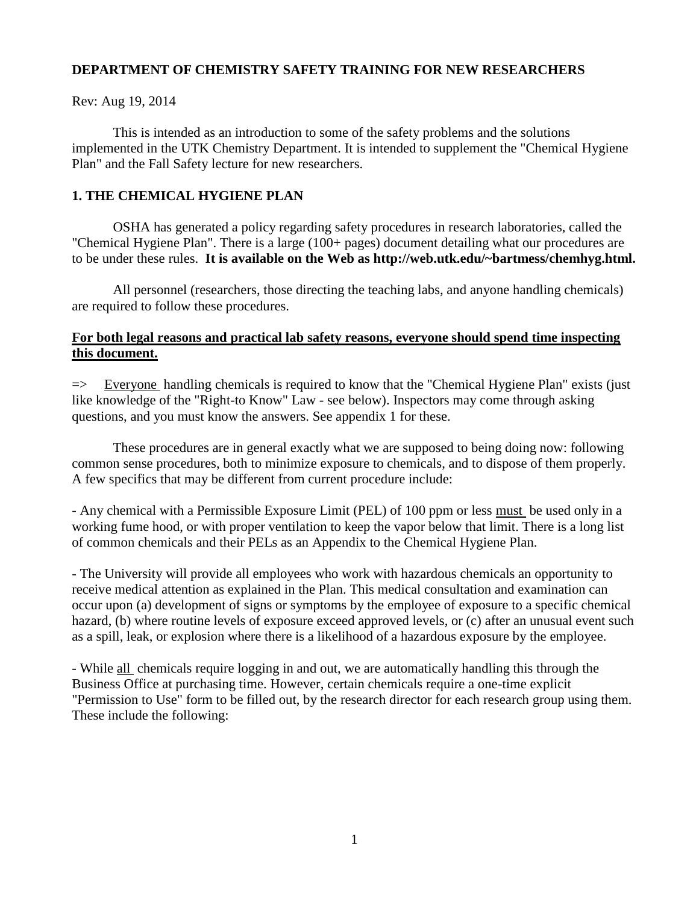**DEPARTMENT OF CHEMISTRY SAFETY TRAINING FOR NEW RESEARCHERS**

Rev: Aug 19, 2014

This is intended as an introduction to some of the safety problems and the solutions implemented in the UTK Chemistry Department. It is intended to supplement the "Chemical Hygiene Plan" and the Fall Safety lecture for new researchers.

## 1. THE CHEMICAL HYGIENE PLAN

OSHA has generated a policy regarding safety procedures in research laboratories, called the "Chemical Hygiene Plan". There is a large (100+ pages) document detailing what our procedures are to be under these rules. **It is available on the Web as http://web.utk.edu/~bartmess/chemhyg.html.**

All personnel (researchers, those directing the teaching labs, and anyone handling chemicals) are required to follow these procedures.

<u>**For both legal reasons and practical lab safety reasons, everyone should spend time inspecting this document.**</u>

=> <u>Everyone</u> handling chemicals is required to know that the "Chemical Hygiene Plan" exists (just like knowledge of the "Right-to Know" Law - see below). Inspectors may come through asking questions, and you must know the answers. See appendix 1 for these.

These procedures are in general exactly what we are supposed to being doing now: following common sense procedures, both to minimize exposure to chemicals, and to dispose of them properly. A few specifics that may be different from current procedure include:

- Any chemical with a Permissible Exposure Limit (PEL) of 100 ppm or less <u>must</u> be used only in a working fume hood, or with proper ventilation to keep the vapor below that limit. There is a long list of common chemicals and their PELs as an Appendix to the Chemical Hygiene Plan.

- The University will provide all employees who work with hazardous chemicals an opportunity to receive medical attention as explained in the Plan. This medical consultation and examination can occur upon (a) development of signs or symptoms by the employee of exposure to a specific chemical hazard, (b) where routine levels of exposure exceed approved levels, or (c) after an unusual event such as a spill, leak, or explosion where there is a likelihood of a hazardous exposure by the employee.

- While <u>all</u> chemicals require logging in and out, we are automatically handling this through the Business Office at purchasing time. However, certain chemicals require a one-time explicit "Permission to Use" form to be filled out, by the research director for each research group using them. These include the following: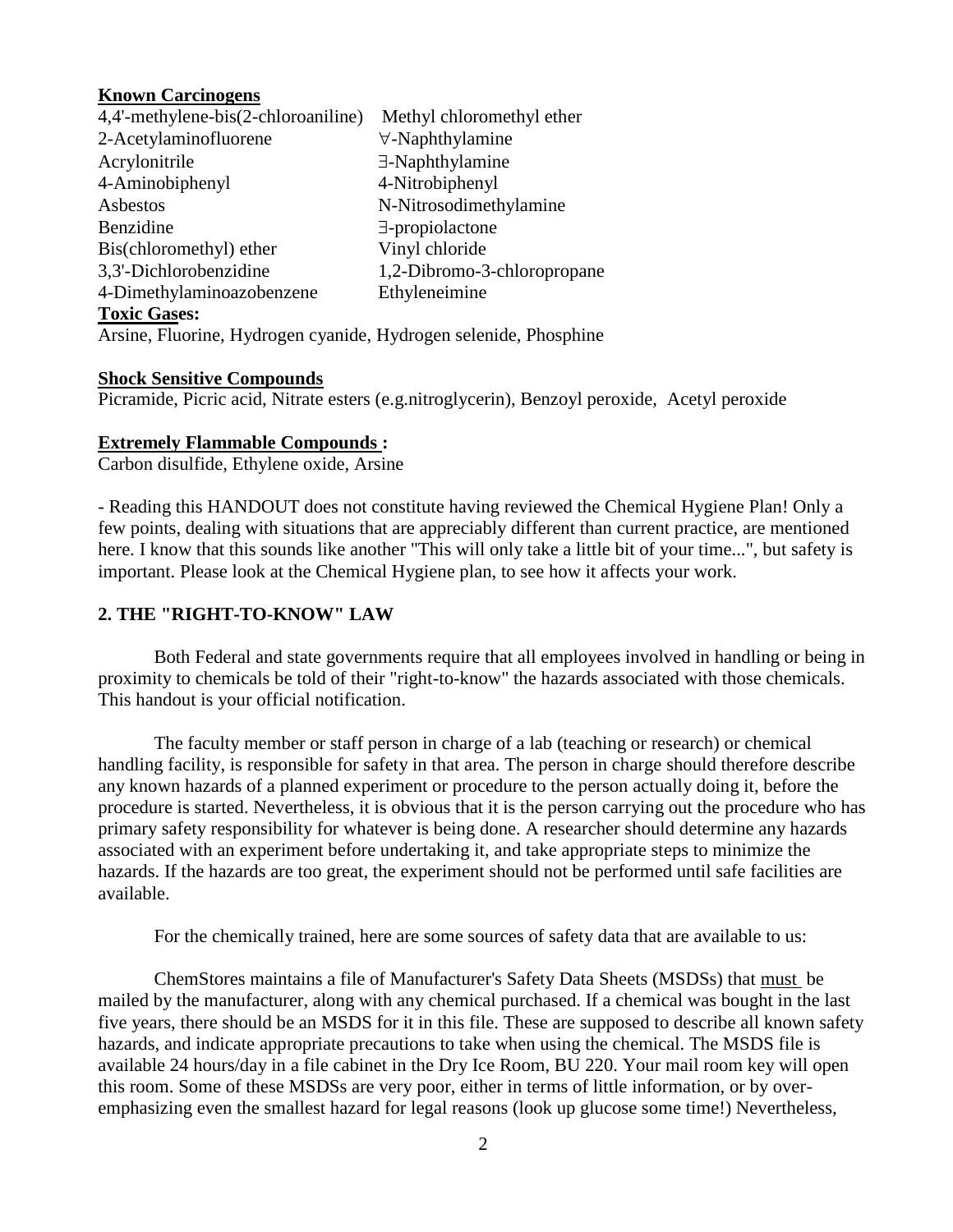**Known Carcinogens**

| | |
|---|---|
| 4,4'-methylene-bis(2-chloroaniline) | Methyl chloromethyl ether |
| 2-Acetylaminofluorene | ∀-Naphthylamine |
| Acrylonitrile | ∃-Naphthylamine |
| 4-Aminobiphenyl | 4-Nitrobiphenyl |
| Asbestos | N-Nitrosodimethylamine |
| Benzidine | ∃-propiolactone |
| Bis(chloromethyl) ether | Vinyl chloride |
| 3,3'-Dichlorobenzidine | 1,2-Dibromo-3-chloropropane |
| 4-Dimethylaminoazobenzene | Ethyleneimine |

**Toxic Gases:**

Arsine, Fluorine, Hydrogen cyanide, Hydrogen selenide, Phosphine

**Shock Sensitive Compounds**

Picramide, Picric acid, Nitrate esters (e.g.nitroglycerin), Benzoyl peroxide, Acetyl peroxide

**Extremely Flammable Compounds :**

Carbon disulfide, Ethylene oxide, Arsine

- Reading this HANDOUT does not constitute having reviewed the Chemical Hygiene Plan! Only a few points, dealing with situations that are appreciably different than current practice, are mentioned here. I know that this sounds like another "This will only take a little bit of your time...", but safety is important. Please look at the Chemical Hygiene plan, to see how it affects your work.

## 2. THE "RIGHT-TO-KNOW" LAW

Both Federal and state governments require that all employees involved in handling or being in proximity to chemicals be told of their "right-to-know" the hazards associated with those chemicals. This handout is your official notification.

The faculty member or staff person in charge of a lab (teaching or research) or chemical handling facility, is responsible for safety in that area. The person in charge should therefore describe any known hazards of a planned experiment or procedure to the person actually doing it, before the procedure is started. Nevertheless, it is obvious that it is the person carrying out the procedure who has primary safety responsibility for whatever is being done. A researcher should determine any hazards associated with an experiment before undertaking it, and take appropriate steps to minimize the hazards. If the hazards are too great, the experiment should not be performed until safe facilities are available.

For the chemically trained, here are some sources of safety data that are available to us:

ChemStores maintains a file of Manufacturer's Safety Data Sheets (MSDSs) that must be mailed by the manufacturer, along with any chemical purchased. If a chemical was bought in the last five years, there should be an MSDS for it in this file. These are supposed to describe all known safety hazards, and indicate appropriate precautions to take when using the chemical. The MSDS file is available 24 hours/day in a file cabinet in the Dry Ice Room, BU 220. Your mail room key will open this room. Some of these MSDSs are very poor, either in terms of little information, or by over-emphasizing even the smallest hazard for legal reasons (look up glucose some time!) Nevertheless,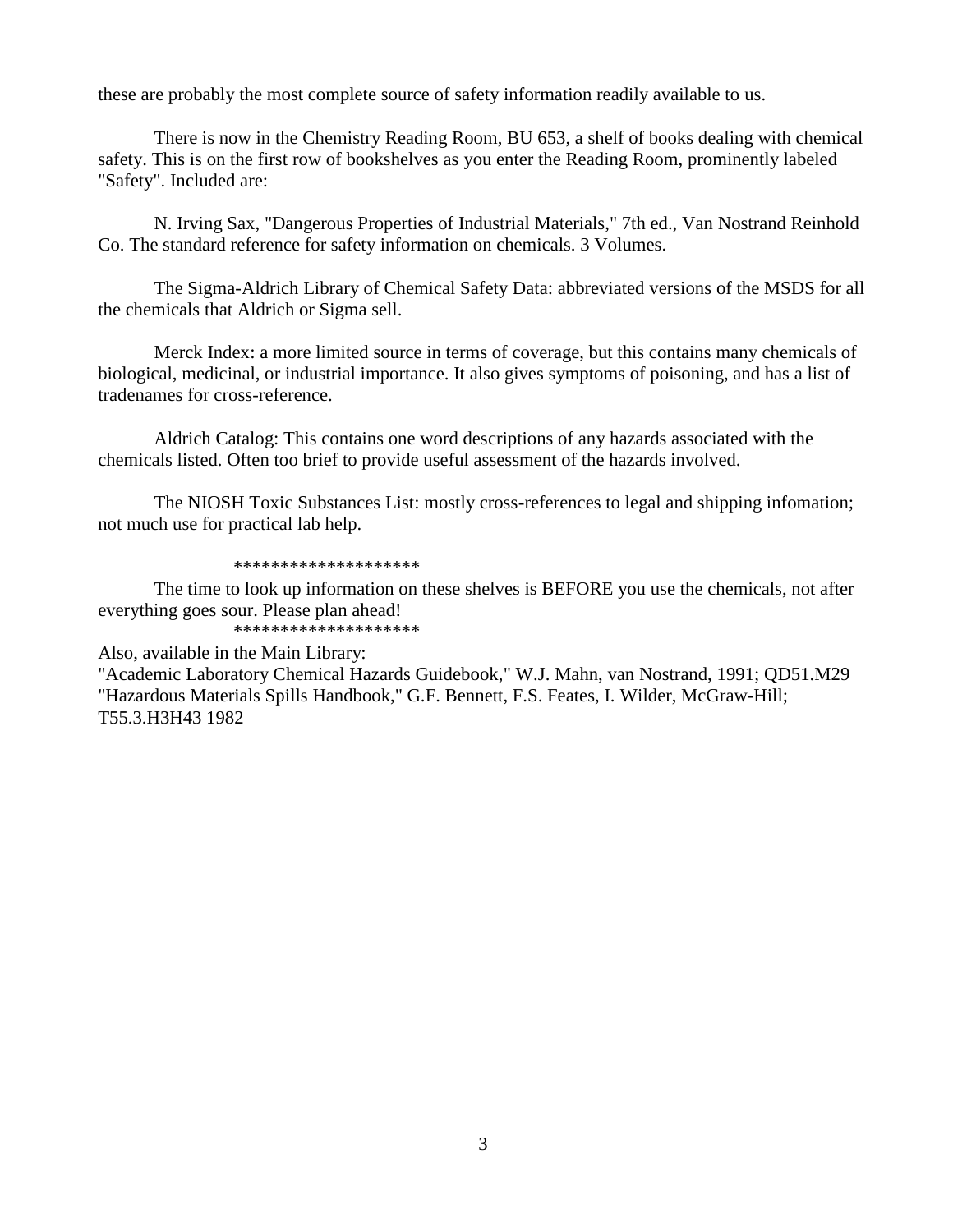these are probably the most complete source of safety information readily available to us.

There is now in the Chemistry Reading Room, BU 653, a shelf of books dealing with chemical safety. This is on the first row of bookshelves as you enter the Reading Room, prominently labeled "Safety". Included are:

N. Irving Sax, "Dangerous Properties of Industrial Materials," 7th ed., Van Nostrand Reinhold Co. The standard reference for safety information on chemicals. 3 Volumes.

The Sigma-Aldrich Library of Chemical Safety Data: abbreviated versions of the MSDS for all the chemicals that Aldrich or Sigma sell.

Merck Index: a more limited source in terms of coverage, but this contains many chemicals of biological, medicinal, or industrial importance. It also gives symptoms of poisoning, and has a list of tradenames for cross-reference.

Aldrich Catalog: This contains one word descriptions of any hazards associated with the chemicals listed. Often too brief to provide useful assessment of the hazards involved.

The NIOSH Toxic Substances List: mostly cross-references to legal and shipping infomation; not much use for practical lab help.

********************

The time to look up information on these shelves is BEFORE you use the chemicals, not after everything goes sour. Please plan ahead!

********************

Also, available in the Main Library:
"Academic Laboratory Chemical Hazards Guidebook," W.J. Mahn, van Nostrand, 1991; QD51.M29
"Hazardous Materials Spills Handbook," G.F. Bennett, F.S. Feates, I. Wilder, McGraw-Hill; T55.3.H3H43 1982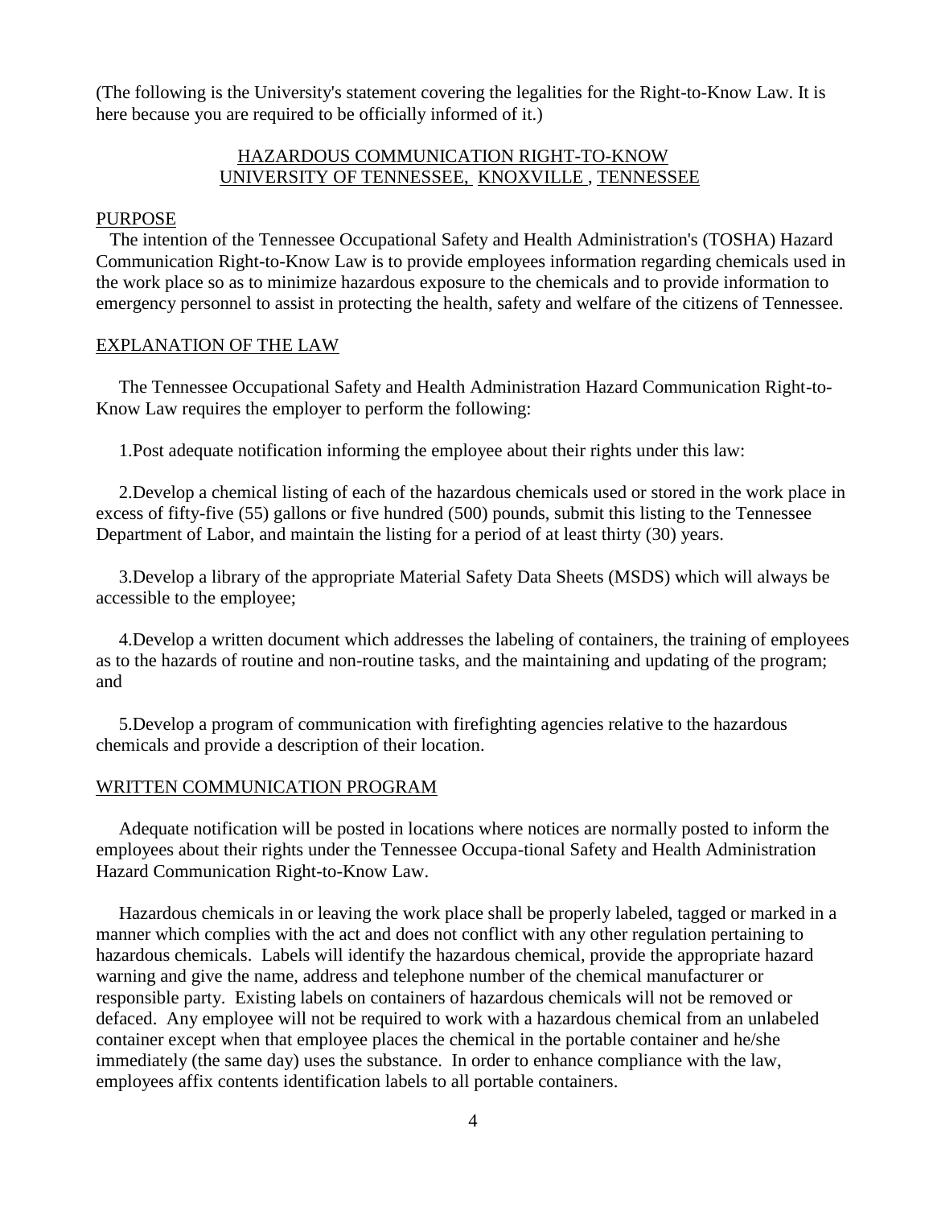(The following is the University's statement covering the legalities for the Right-to-Know Law. It is here because you are required to be officially informed of it.)

## HAZARDOUS COMMUNICATION RIGHT-TO-KNOW UNIVERSITY OF TENNESSEE, KNOXVILLE , TENNESSEE

### PURPOSE

The intention of the Tennessee Occupational Safety and Health Administration's (TOSHA) Hazard Communication Right-to-Know Law is to provide employees information regarding chemicals used in the work place so as to minimize hazardous exposure to the chemicals and to provide information to emergency personnel to assist in protecting the health, safety and welfare of the citizens of Tennessee.

### EXPLANATION OF THE LAW

The Tennessee Occupational Safety and Health Administration Hazard Communication Right-to-Know Law requires the employer to perform the following:

1. Post adequate notification informing the employee about their rights under this law:

2. Develop a chemical listing of each of the hazardous chemicals used or stored in the work place in excess of fifty-five (55) gallons or five hundred (500) pounds, submit this listing to the Tennessee Department of Labor, and maintain the listing for a period of at least thirty (30) years.

3. Develop a library of the appropriate Material Safety Data Sheets (MSDS) which will always be accessible to the employee;

4. Develop a written document which addresses the labeling of containers, the training of employees as to the hazards of routine and non-routine tasks, and the maintaining and updating of the program; and

5. Develop a program of communication with firefighting agencies relative to the hazardous chemicals and provide a description of their location.

### WRITTEN COMMUNICATION PROGRAM

Adequate notification will be posted in locations where notices are normally posted to inform the employees about their rights under the Tennessee Occupa-tional Safety and Health Administration Hazard Communication Right-to-Know Law.

Hazardous chemicals in or leaving the work place shall be properly labeled, tagged or marked in a manner which complies with the act and does not conflict with any other regulation pertaining to hazardous chemicals. Labels will identify the hazardous chemical, provide the appropriate hazard warning and give the name, address and telephone number of the chemical manufacturer or responsible party. Existing labels on containers of hazardous chemicals will not be removed or defaced. Any employee will not be required to work with a hazardous chemical from an unlabeled container except when that employee places the chemical in the portable container and he/she immediately (the same day) uses the substance. In order to enhance compliance with the law, employees affix contents identification labels to all portable containers.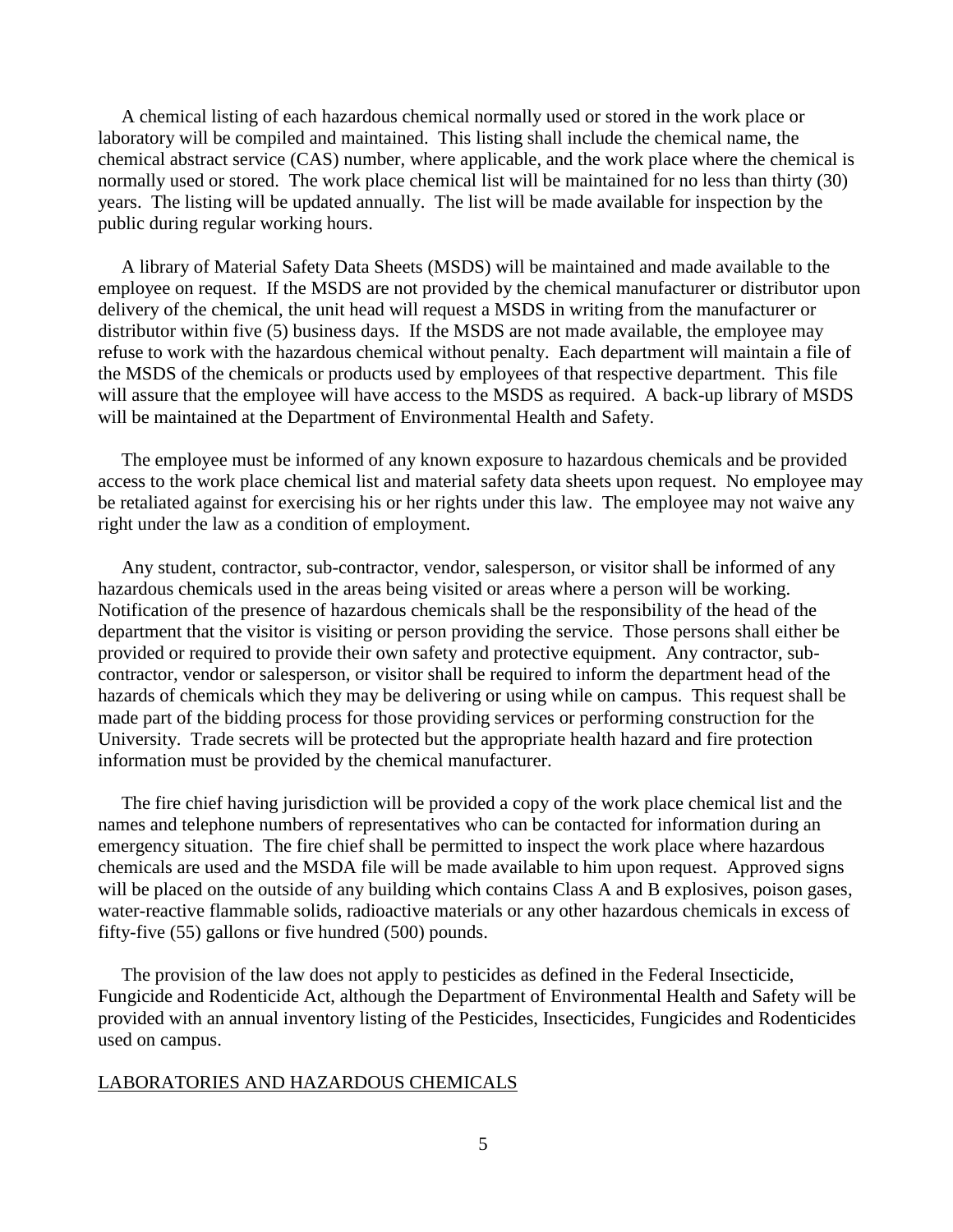A chemical listing of each hazardous chemical normally used or stored in the work place or laboratory will be compiled and maintained. This listing shall include the chemical name, the chemical abstract service (CAS) number, where applicable, and the work place where the chemical is normally used or stored. The work place chemical list will be maintained for no less than thirty (30) years. The listing will be updated annually. The list will be made available for inspection by the public during regular working hours.

A library of Material Safety Data Sheets (MSDS) will be maintained and made available to the employee on request. If the MSDS are not provided by the chemical manufacturer or distributor upon delivery of the chemical, the unit head will request a MSDS in writing from the manufacturer or distributor within five (5) business days. If the MSDS are not made available, the employee may refuse to work with the hazardous chemical without penalty. Each department will maintain a file of the MSDS of the chemicals or products used by employees of that respective department. This file will assure that the employee will have access to the MSDS as required. A back-up library of MSDS will be maintained at the Department of Environmental Health and Safety.

The employee must be informed of any known exposure to hazardous chemicals and be provided access to the work place chemical list and material safety data sheets upon request. No employee may be retaliated against for exercising his or her rights under this law. The employee may not waive any right under the law as a condition of employment.

Any student, contractor, sub-contractor, vendor, salesperson, or visitor shall be informed of any hazardous chemicals used in the areas being visited or areas where a person will be working. Notification of the presence of hazardous chemicals shall be the responsibility of the head of the department that the visitor is visiting or person providing the service. Those persons shall either be provided or required to provide their own safety and protective equipment. Any contractor, sub-contractor, vendor or salesperson, or visitor shall be required to inform the department head of the hazards of chemicals which they may be delivering or using while on campus. This request shall be made part of the bidding process for those providing services or performing construction for the University. Trade secrets will be protected but the appropriate health hazard and fire protection information must be provided by the chemical manufacturer.

The fire chief having jurisdiction will be provided a copy of the work place chemical list and the names and telephone numbers of representatives who can be contacted for information during an emergency situation. The fire chief shall be permitted to inspect the work place where hazardous chemicals are used and the MSDA file will be made available to him upon request. Approved signs will be placed on the outside of any building which contains Class A and B explosives, poison gases, water-reactive flammable solids, radioactive materials or any other hazardous chemicals in excess of fifty-five (55) gallons or five hundred (500) pounds.

The provision of the law does not apply to pesticides as defined in the Federal Insecticide, Fungicide and Rodenticide Act, although the Department of Environmental Health and Safety will be provided with an annual inventory listing of the Pesticides, Insecticides, Fungicides and Rodenticides used on campus.

## LABORATORIES AND HAZARDOUS CHEMICALS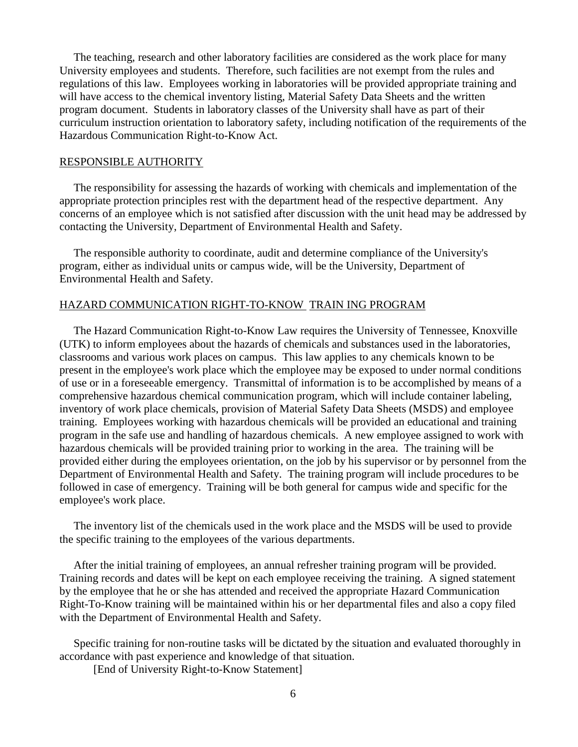The teaching, research and other laboratory facilities are considered as the work place for many University employees and students. Therefore, such facilities are not exempt from the rules and regulations of this law. Employees working in laboratories will be provided appropriate training and will have access to the chemical inventory listing, Material Safety Data Sheets and the written program document. Students in laboratory classes of the University shall have as part of their curriculum instruction orientation to laboratory safety, including notification of the requirements of the Hazardous Communication Right-to-Know Act.

## RESPONSIBLE AUTHORITY

The responsibility for assessing the hazards of working with chemicals and implementation of the appropriate protection principles rest with the department head of the respective department. Any concerns of an employee which is not satisfied after discussion with the unit head may be addressed by contacting the University, Department of Environmental Health and Safety.

The responsible authority to coordinate, audit and determine compliance of the University's program, either as individual units or campus wide, will be the University, Department of Environmental Health and Safety.

## HAZARD COMMUNICATION RIGHT-TO-KNOW TRAIN ING PROGRAM

The Hazard Communication Right-to-Know Law requires the University of Tennessee, Knoxville (UTK) to inform employees about the hazards of chemicals and substances used in the laboratories, classrooms and various work places on campus. This law applies to any chemicals known to be present in the employee's work place which the employee may be exposed to under normal conditions of use or in a foreseeable emergency. Transmittal of information is to be accomplished by means of a comprehensive hazardous chemical communication program, which will include container labeling, inventory of work place chemicals, provision of Material Safety Data Sheets (MSDS) and employee training. Employees working with hazardous chemicals will be provided an educational and training program in the safe use and handling of hazardous chemicals. A new employee assigned to work with hazardous chemicals will be provided training prior to working in the area. The training will be provided either during the employees orientation, on the job by his supervisor or by personnel from the Department of Environmental Health and Safety. The training program will include procedures to be followed in case of emergency. Training will be both general for campus wide and specific for the employee's work place.

The inventory list of the chemicals used in the work place and the MSDS will be used to provide the specific training to the employees of the various departments.

After the initial training of employees, an annual refresher training program will be provided. Training records and dates will be kept on each employee receiving the training. A signed statement by the employee that he or she has attended and received the appropriate Hazard Communication Right-To-Know training will be maintained within his or her departmental files and also a copy filed with the Department of Environmental Health and Safety.

Specific training for non-routine tasks will be dictated by the situation and evaluated thoroughly in accordance with past experience and knowledge of that situation.

[End of University Right-to-Know Statement]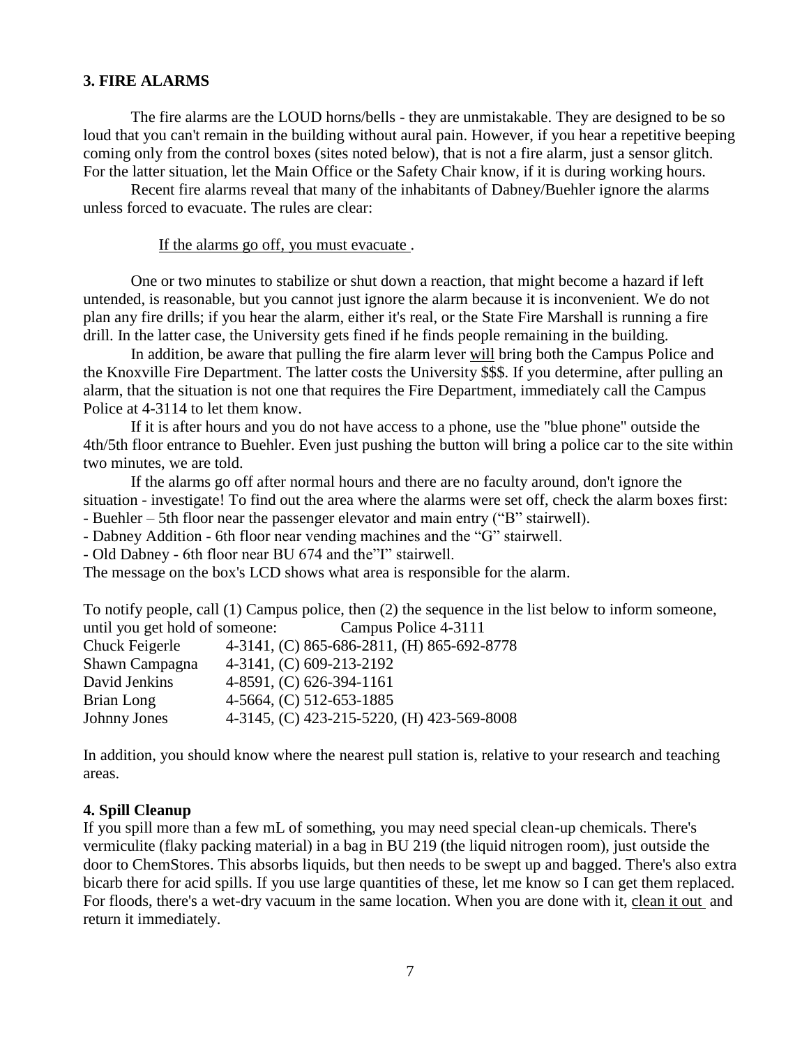## 3. FIRE ALARMS

The fire alarms are the LOUD horns/bells - they are unmistakable. They are designed to be so loud that you can't remain in the building without aural pain. However, if you hear a repetitive beeping coming only from the control boxes (sites noted below), that is not a fire alarm, just a sensor glitch. For the latter situation, let the Main Office or the Safety Chair know, if it is during working hours.

Recent fire alarms reveal that many of the inhabitants of Dabney/Buehler ignore the alarms unless forced to evacuate. The rules are clear:

<u>If the alarms go off, you must evacuate</u> .

One or two minutes to stabilize or shut down a reaction, that might become a hazard if left untended, is reasonable, but you cannot just ignore the alarm because it is inconvenient. We do not plan any fire drills; if you hear the alarm, either it's real, or the State Fire Marshall is running a fire drill. In the latter case, the University gets fined if he finds people remaining in the building.

In addition, be aware that pulling the fire alarm lever <u>will</u> bring both the Campus Police and the Knoxville Fire Department. The latter costs the University $$$. If you determine, after pulling an alarm, that the situation is not one that requires the Fire Department, immediately call the Campus Police at 4-3114 to let them know.

If it is after hours and you do not have access to a phone, use the "blue phone" outside the 4th/5th floor entrance to Buehler. Even just pushing the button will bring a police car to the site within two minutes, we are told.

If the alarms go off after normal hours and there are no faculty around, don't ignore the situation - investigate! To find out the area where the alarms were set off, check the alarm boxes first:

- Buehler – 5th floor near the passenger elevator and main entry ("B" stairwell).
- Dabney Addition - 6th floor near vending machines and the "G" stairwell.
- Old Dabney - 6th floor near BU 674 and the"I" stairwell.

The message on the box's LCD shows what area is responsible for the alarm.

To notify people, call (1) Campus police, then (2) the sequence in the list below to inform someone, until you get hold of someone: Campus Police 4-3111

| | |
|---|---|
| Chuck Feigerle | 4-3141, (C) 865-686-2811, (H) 865-692-8778 |
| Shawn Campagna | 4-3141, (C) 609-213-2192 |
| David Jenkins | 4-8591, (C) 626-394-1161 |
| Brian Long | 4-5664, (C) 512-653-1885 |
| Johnny Jones | 4-3145, (C) 423-215-5220, (H) 423-569-8008 |

In addition, you should know where the nearest pull station is, relative to your research and teaching areas.

## 4. Spill Cleanup

If you spill more than a few mL of something, you may need special clean-up chemicals. There's vermiculite (flaky packing material) in a bag in BU 219 (the liquid nitrogen room), just outside the door to ChemStores. This absorbs liquids, but then needs to be swept up and bagged. There's also extra bicarb there for acid spills. If you use large quantities of these, let me know so I can get them replaced. For floods, there's a wet-dry vacuum in the same location. When you are done with it, <u>clean it out</u> and return it immediately.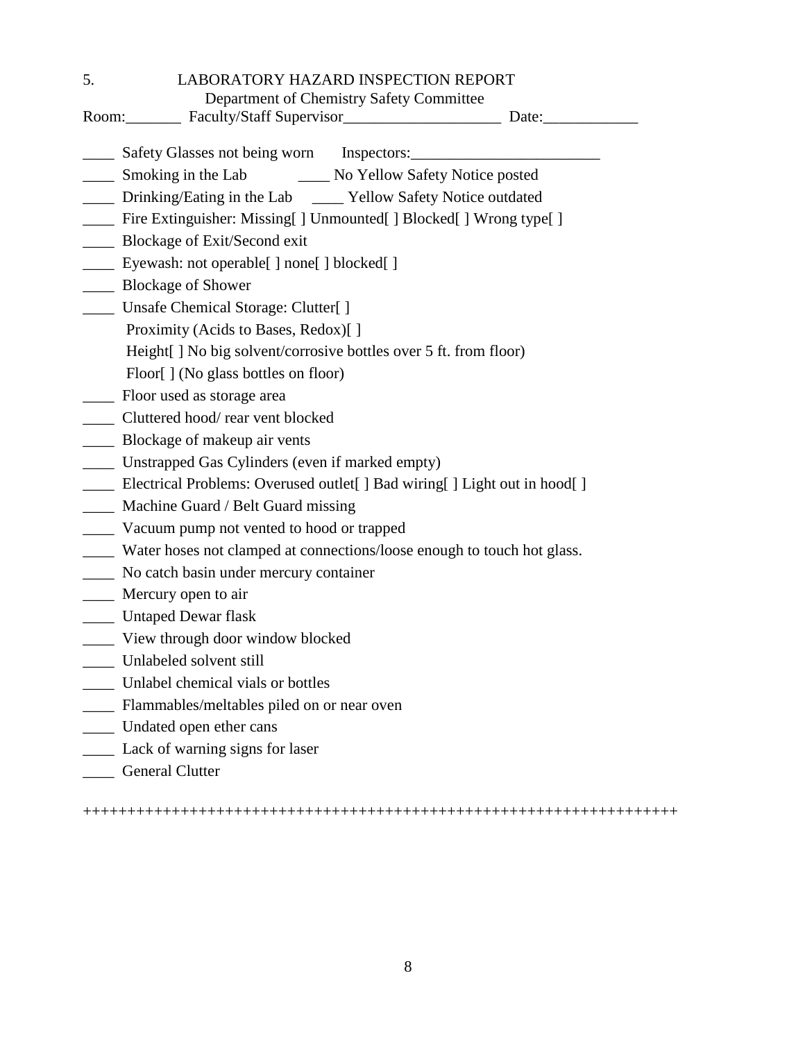5. LABORATORY HAZARD INSPECTION REPORT

Department of Chemistry Safety Committee

Room:_______ Faculty/Staff Supervisor____________________ Date:____________

____ Safety Glasses not being worn Inspectors:________________________

____ Smoking in the Lab ____ No Yellow Safety Notice posted

____ Drinking/Eating in the Lab ____ Yellow Safety Notice outdated

____ Fire Extinguisher: Missing[ ] Unmounted[ ] Blocked[ ] Wrong type[ ]

____ Blockage of Exit/Second exit

____ Eyewash: not operable[ ] none[ ] blocked[ ]

____ Blockage of Shower

____ Unsafe Chemical Storage: Clutter[ ]

Proximity (Acids to Bases, Redox)[ ]

Height[ ] No big solvent/corrosive bottles over 5 ft. from floor)

Floor[ ] (No glass bottles on floor)

____ Floor used as storage area

____ Cluttered hood/ rear vent blocked

____ Blockage of makeup air vents

____ Unstrapped Gas Cylinders (even if marked empty)

____ Electrical Problems: Overused outlet[ ] Bad wiring[ ] Light out in hood[ ]

____ Machine Guard / Belt Guard missing

____ Vacuum pump not vented to hood or trapped

____ Water hoses not clamped at connections/loose enough to touch hot glass.

____ No catch basin under mercury container

____ Mercury open to air

____ Untaped Dewar flask

____ View through door window blocked

____ Unlabeled solvent still

____ Unlabel chemical vials or bottles

____ Flammables/meltables piled on or near oven

____ Undated open ether cans

____ Lack of warning signs for laser

____ General Clutter

++++++++++++++++++++++++++++++++++++++++++++++++++++++++++++++++++++++++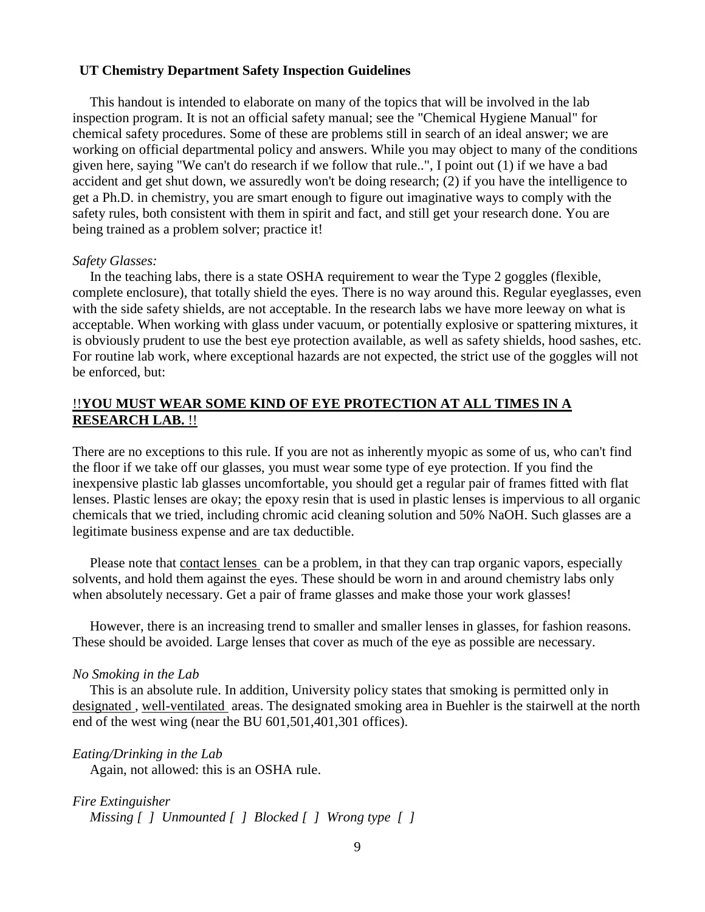**UT Chemistry Department Safety Inspection Guidelines**

This handout is intended to elaborate on many of the topics that will be involved in the lab inspection program. It is not an official safety manual; see the "Chemical Hygiene Manual" for chemical safety procedures. Some of these are problems still in search of an ideal answer; we are working on official departmental policy and answers. While you may object to many of the conditions given here, saying "We can't do research if we follow that rule..", I point out (1) if we have a bad accident and get shut down, we assuredly won't be doing research; (2) if you have the intelligence to get a Ph.D. in chemistry, you are smart enough to figure out imaginative ways to comply with the safety rules, both consistent with them in spirit and fact, and still get your research done. You are being trained as a problem solver; practice it!

*Safety Glasses:*

In the teaching labs, there is a state OSHA requirement to wear the Type 2 goggles (flexible, complete enclosure), that totally shield the eyes. There is no way around this. Regular eyeglasses, even with the side safety shields, are not acceptable. In the research labs we have more leeway on what is acceptable. When working with glass under vacuum, or potentially explosive or spattering mixtures, it is obviously prudent to use the best eye protection available, as well as safety shields, hood sashes, etc. For routine lab work, where exceptional hazards are not expected, the strict use of the goggles will not be enforced, but:

!!**YOU MUST WEAR SOME KIND OF EYE PROTECTION AT ALL TIMES IN A RESEARCH LAB.** !!

There are no exceptions to this rule. If you are not as inherently myopic as some of us, who can't find the floor if we take off our glasses, you must wear some type of eye protection. If you find the inexpensive plastic lab glasses uncomfortable, you should get a regular pair of frames fitted with flat lenses. Plastic lenses are okay; the epoxy resin that is used in plastic lenses is impervious to all organic chemicals that we tried, including chromic acid cleaning solution and 50% NaOH. Such glasses are a legitimate business expense and are tax deductible.

Please note that contact lenses can be a problem, in that they can trap organic vapors, especially solvents, and hold them against the eyes. These should be worn in and around chemistry labs only when absolutely necessary. Get a pair of frame glasses and make those your work glasses!

However, there is an increasing trend to smaller and smaller lenses in glasses, for fashion reasons. These should be avoided. Large lenses that cover as much of the eye as possible are necessary.

*No Smoking in the Lab*

This is an absolute rule. In addition, University policy states that smoking is permitted only in designated, well-ventilated areas. The designated smoking area in Buehler is the stairwell at the north end of the west wing (near the BU 601,501,401,301 offices).

*Eating/Drinking in the Lab*

Again, not allowed: this is an OSHA rule.

*Fire Extinguisher*

*Missing [ ] Unmounted [ ] Blocked [ ] Wrong type [ ]*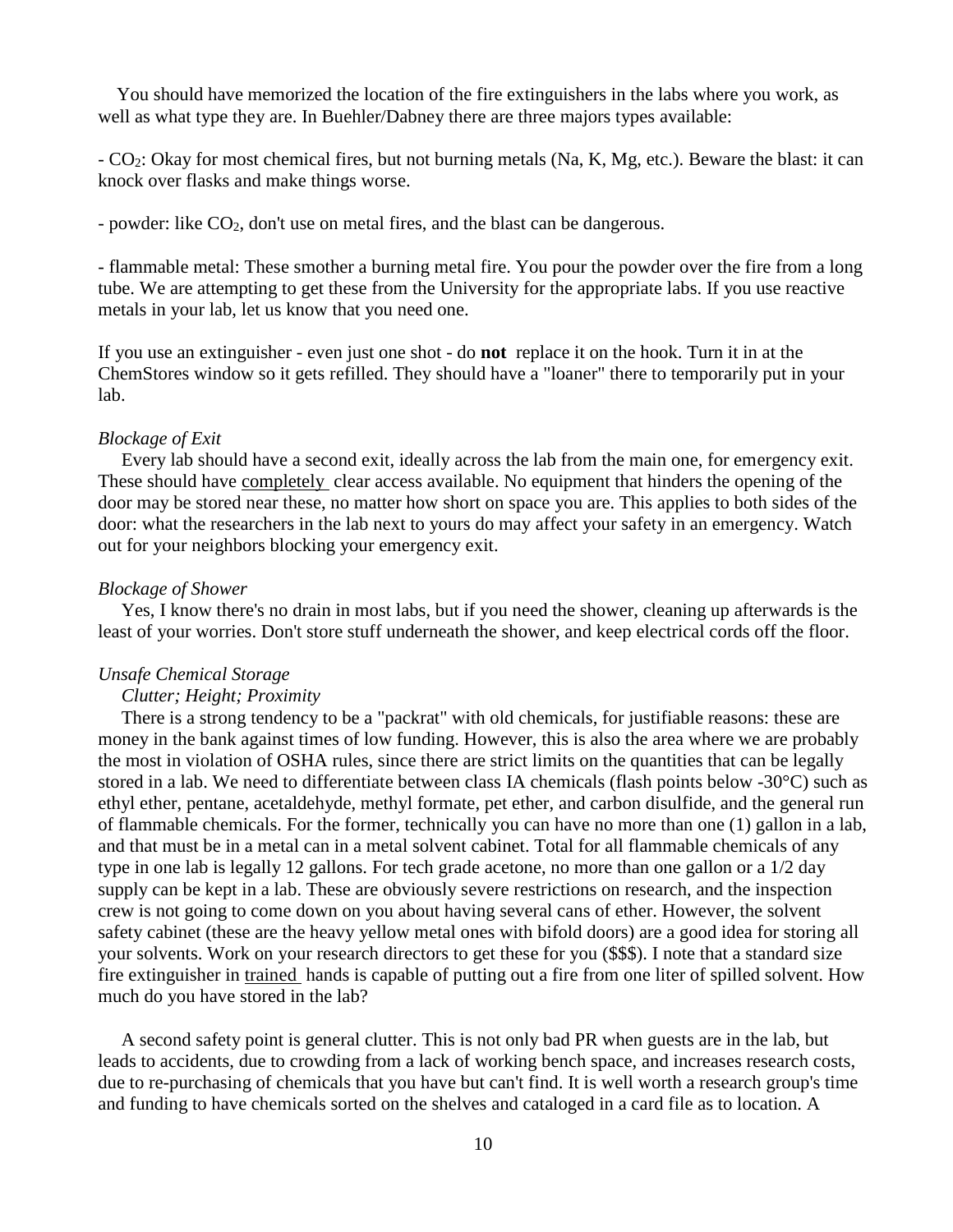You should have memorized the location of the fire extinguishers in the labs where you work, as well as what type they are. In Buehler/Dabney there are three majors types available:

- $CO_2$: Okay for most chemical fires, but not burning metals (Na, K, Mg, etc.). Beware the blast: it can knock over flasks and make things worse.

- powder: like $CO_2$, don't use on metal fires, and the blast can be dangerous.

- flammable metal: These smother a burning metal fire. You pour the powder over the fire from a long tube. We are attempting to get these from the University for the appropriate labs. If you use reactive metals in your lab, let us know that you need one.

If you use an extinguisher - even just one shot - do **not** replace it on the hook. Turn it in at the ChemStores window so it gets refilled. They should have a "loaner" there to temporarily put in your lab.

*Blockage of Exit*

Every lab should have a second exit, ideally across the lab from the main one, for emergency exit. These should have completely clear access available. No equipment that hinders the opening of the door may be stored near these, no matter how short on space you are. This applies to both sides of the door: what the researchers in the lab next to yours do may affect your safety in an emergency. Watch out for your neighbors blocking your emergency exit.

*Blockage of Shower*

Yes, I know there's no drain in most labs, but if you need the shower, cleaning up afterwards is the least of your worries. Don't store stuff underneath the shower, and keep electrical cords off the floor.

*Unsafe Chemical Storage*

*Clutter; Height; Proximity*

There is a strong tendency to be a "packrat" with old chemicals, for justifiable reasons: these are money in the bank against times of low funding. However, this is also the area where we are probably the most in violation of OSHA rules, since there are strict limits on the quantities that can be legally stored in a lab. We need to differentiate between class IA chemicals (flash points below -30°C) such as ethyl ether, pentane, acetaldehyde, methyl formate, pet ether, and carbon disulfide, and the general run of flammable chemicals. For the former, technically you can have no more than one (1) gallon in a lab, and that must be in a metal can in a metal solvent cabinet. Total for all flammable chemicals of any type in one lab is legally 12 gallons. For tech grade acetone, no more than one gallon or a 1/2 day supply can be kept in a lab. These are obviously severe restrictions on research, and the inspection crew is not going to come down on you about having several cans of ether. However, the solvent safety cabinet (these are the heavy yellow metal ones with bifold doors) are a good idea for storing all your solvents. Work on your research directors to get these for you ($$$). I note that a standard size fire extinguisher in trained hands is capable of putting out a fire from one liter of spilled solvent. How much do you have stored in the lab?

A second safety point is general clutter. This is not only bad PR when guests are in the lab, but leads to accidents, due to crowding from a lack of working bench space, and increases research costs, due to re-purchasing of chemicals that you have but can't find. It is well worth a research group's time and funding to have chemicals sorted on the shelves and cataloged in a card file as to location. A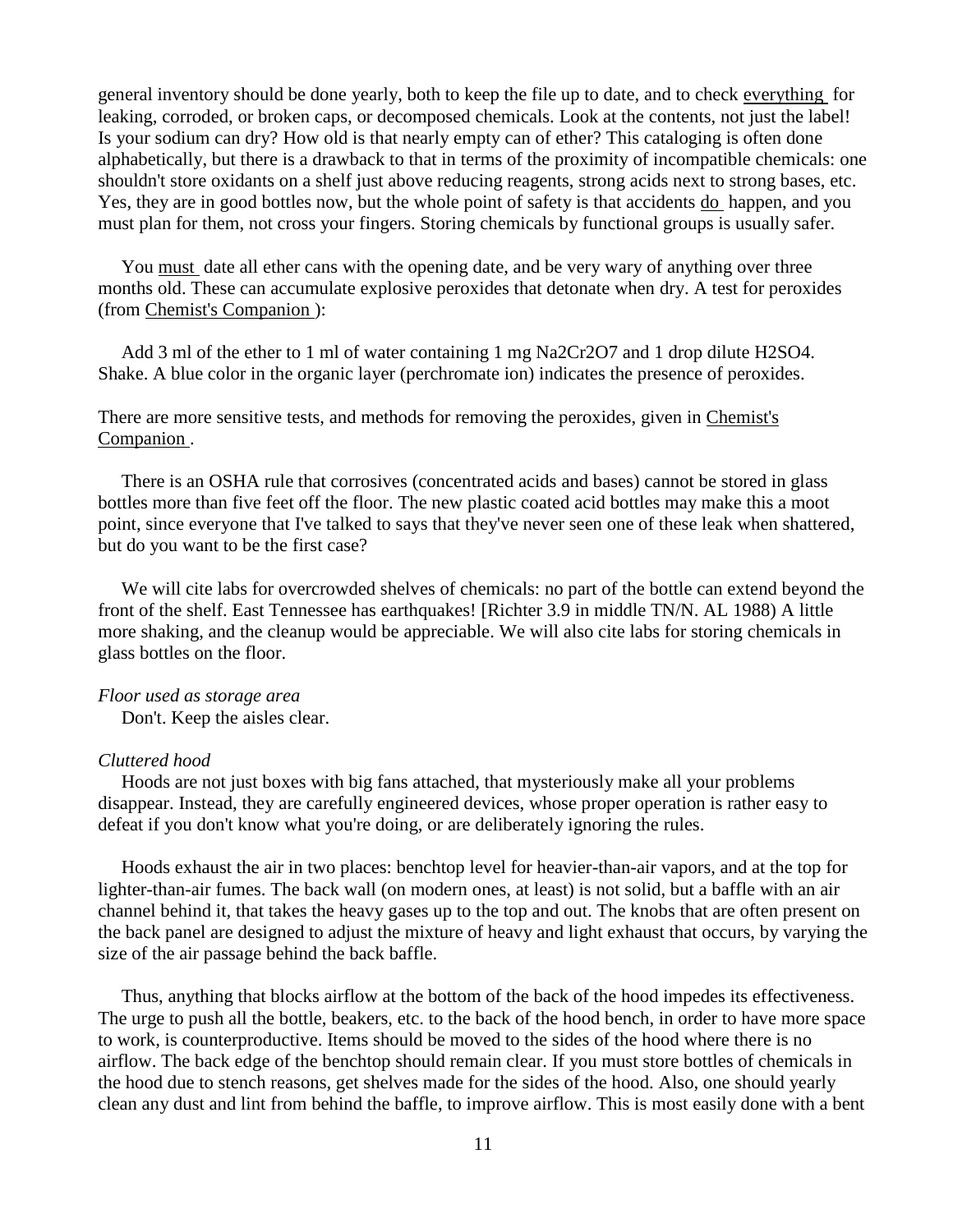general inventory should be done yearly, both to keep the file up to date, and to check everything for leaking, corroded, or broken caps, or decomposed chemicals. Look at the contents, not just the label! Is your sodium can dry? How old is that nearly empty can of ether? This cataloging is often done alphabetically, but there is a drawback to that in terms of the proximity of incompatible chemicals: one shouldn't store oxidants on a shelf just above reducing reagents, strong acids next to strong bases, etc. Yes, they are in good bottles now, but the whole point of safety is that accidents do happen, and you must plan for them, not cross your fingers. Storing chemicals by functional groups is usually safer.

You must date all ether cans with the opening date, and be very wary of anything over three months old. These can accumulate explosive peroxides that detonate when dry. A test for peroxides (from Chemist's Companion ):

Add 3 ml of the ether to 1 ml of water containing 1 mg $Na_2Cr_2O_7$ and 1 drop dilute $H_2SO_4$. Shake. A blue color in the organic layer (perchromate ion) indicates the presence of peroxides.

There are more sensitive tests, and methods for removing the peroxides, given in Chemist's Companion .

There is an OSHA rule that corrosives (concentrated acids and bases) cannot be stored in glass bottles more than five feet off the floor. The new plastic coated acid bottles may make this a moot point, since everyone that I've talked to says that they've never seen one of these leak when shattered, but do you want to be the first case?

We will cite labs for overcrowded shelves of chemicals: no part of the bottle can extend beyond the front of the shelf. East Tennessee has earthquakes! [Richter 3.9 in middle TN/N. AL 1988) A little more shaking, and the cleanup would be appreciable. We will also cite labs for storing chemicals in glass bottles on the floor.

*Floor used as storage area*

Don't. Keep the aisles clear.

*Cluttered hood*

Hoods are not just boxes with big fans attached, that mysteriously make all your problems disappear. Instead, they are carefully engineered devices, whose proper operation is rather easy to defeat if you don't know what you're doing, or are deliberately ignoring the rules.

Hoods exhaust the air in two places: benchtop level for heavier-than-air vapors, and at the top for lighter-than-air fumes. The back wall (on modern ones, at least) is not solid, but a baffle with an air channel behind it, that takes the heavy gases up to the top and out. The knobs that are often present on the back panel are designed to adjust the mixture of heavy and light exhaust that occurs, by varying the size of the air passage behind the back baffle.

Thus, anything that blocks airflow at the bottom of the back of the hood impedes its effectiveness. The urge to push all the bottle, beakers, etc. to the back of the hood bench, in order to have more space to work, is counterproductive. Items should be moved to the sides of the hood where there is no airflow. The back edge of the benchtop should remain clear. If you must store bottles of chemicals in the hood due to stench reasons, get shelves made for the sides of the hood. Also, one should yearly clean any dust and lint from behind the baffle, to improve airflow. This is most easily done with a bent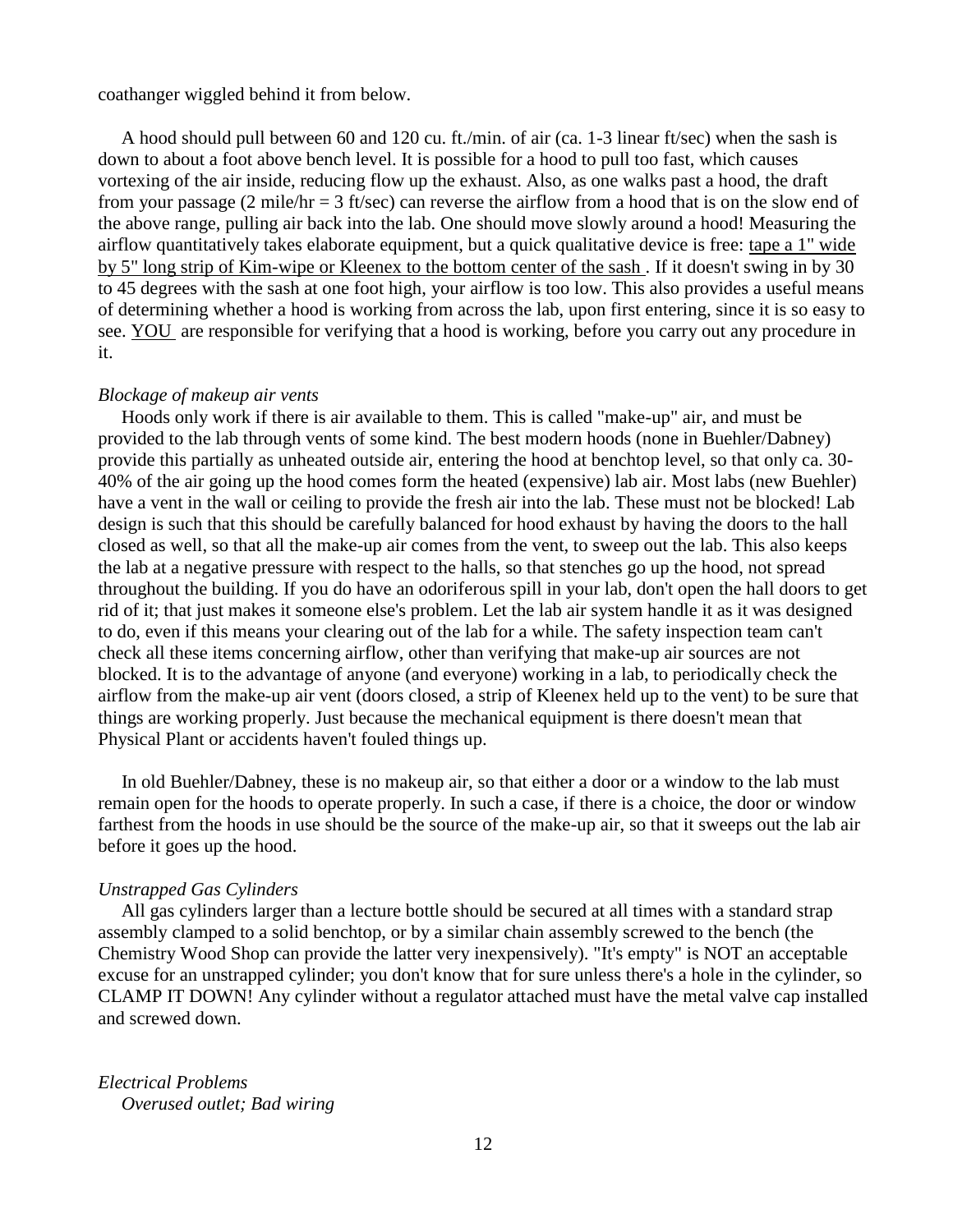coathanger wiggled behind it from below.

A hood should pull between 60 and 120 cu. ft./min. of air (ca. 1-3 linear ft/sec) when the sash is down to about a foot above bench level. It is possible for a hood to pull too fast, which causes vortexing of the air inside, reducing flow up the exhaust. Also, as one walks past a hood, the draft from your passage (2 mile/hr = 3 ft/sec) can reverse the airflow from a hood that is on the slow end of the above range, pulling air back into the lab. One should move slowly around a hood! Measuring the airflow quantitatively takes elaborate equipment, but a quick qualitative device is free: tape a 1" wide by 5" long strip of Kim-wipe or Kleenex to the bottom center of the sash. If it doesn't swing in by 30 to 45 degrees with the sash at one foot high, your airflow is too low. This also provides a useful means of determining whether a hood is working from across the lab, upon first entering, since it is so easy to see. YOU are responsible for verifying that a hood is working, before you carry out any procedure in it.

*Blockage of makeup air vents*

Hoods only work if there is air available to them. This is called "make-up" air, and must be provided to the lab through vents of some kind. The best modern hoods (none in Buehler/Dabney) provide this partially as unheated outside air, entering the hood at benchtop level, so that only ca. 30-40% of the air going up the hood comes form the heated (expensive) lab air. Most labs (new Buehler) have a vent in the wall or ceiling to provide the fresh air into the lab. These must not be blocked! Lab design is such that this should be carefully balanced for hood exhaust by having the doors to the hall closed as well, so that all the make-up air comes from the vent, to sweep out the lab. This also keeps the lab at a negative pressure with respect to the halls, so that stenches go up the hood, not spread throughout the building. If you do have an odoriferous spill in your lab, don't open the hall doors to get rid of it; that just makes it someone else's problem. Let the lab air system handle it as it was designed to do, even if this means your clearing out of the lab for a while. The safety inspection team can't check all these items concerning airflow, other than verifying that make-up air sources are not blocked. It is to the advantage of anyone (and everyone) working in a lab, to periodically check the airflow from the make-up air vent (doors closed, a strip of Kleenex held up to the vent) to be sure that things are working properly. Just because the mechanical equipment is there doesn't mean that Physical Plant or accidents haven't fouled things up.

In old Buehler/Dabney, these is no makeup air, so that either a door or a window to the lab must remain open for the hoods to operate properly. In such a case, if there is a choice, the door or window farthest from the hoods in use should be the source of the make-up air, so that it sweeps out the lab air before it goes up the hood.

*Unstrapped Gas Cylinders*

All gas cylinders larger than a lecture bottle should be secured at all times with a standard strap assembly clamped to a solid benchtop, or by a similar chain assembly screwed to the bench (the Chemistry Wood Shop can provide the latter very inexpensively). "It's empty" is NOT an acceptable excuse for an unstrapped cylinder; you don't know that for sure unless there's a hole in the cylinder, so CLAMP IT DOWN! Any cylinder without a regulator attached must have the metal valve cap installed and screwed down.

*Electrical Problems*

*Overused outlet; Bad wiring*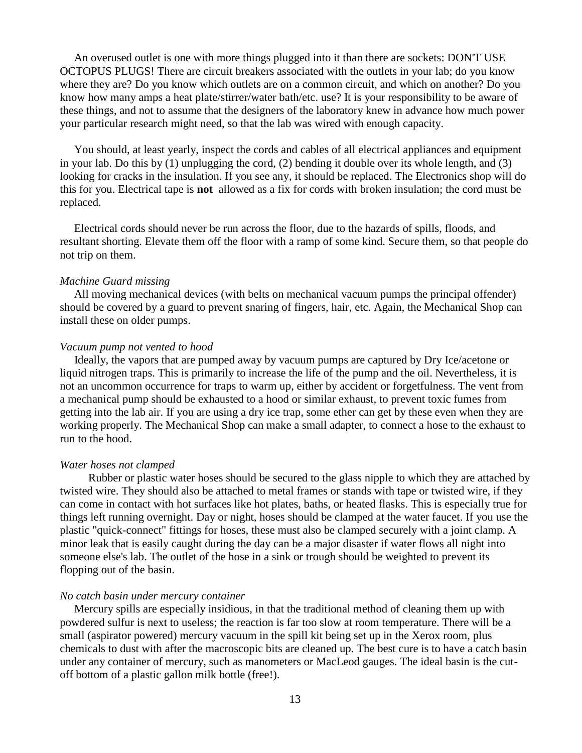An overused outlet is one with more things plugged into it than there are sockets: DON'T USE OCTOPUS PLUGS! There are circuit breakers associated with the outlets in your lab; do you know where they are? Do you know which outlets are on a common circuit, and which on another? Do you know how many amps a heat plate/stirrer/water bath/etc. use? It is your responsibility to be aware of these things, and not to assume that the designers of the laboratory knew in advance how much power your particular research might need, so that the lab was wired with enough capacity.

You should, at least yearly, inspect the cords and cables of all electrical appliances and equipment in your lab. Do this by (1) unplugging the cord, (2) bending it double over its whole length, and (3) looking for cracks in the insulation. If you see any, it should be replaced. The Electronics shop will do this for you. Electrical tape is **not** allowed as a fix for cords with broken insulation; the cord must be replaced.

Electrical cords should never be run across the floor, due to the hazards of spills, floods, and resultant shorting. Elevate them off the floor with a ramp of some kind. Secure them, so that people do not trip on them.

*Machine Guard missing*

All moving mechanical devices (with belts on mechanical vacuum pumps the principal offender) should be covered by a guard to prevent snaring of fingers, hair, etc. Again, the Mechanical Shop can install these on older pumps.

*Vacuum pump not vented to hood*

Ideally, the vapors that are pumped away by vacuum pumps are captured by Dry Ice/acetone or liquid nitrogen traps. This is primarily to increase the life of the pump and the oil. Nevertheless, it is not an uncommon occurrence for traps to warm up, either by accident or forgetfulness. The vent from a mechanical pump should be exhausted to a hood or similar exhaust, to prevent toxic fumes from getting into the lab air. If you are using a dry ice trap, some ether can get by these even when they are working properly. The Mechanical Shop can make a small adapter, to connect a hose to the exhaust to run to the hood.

*Water hoses not clamped*

Rubber or plastic water hoses should be secured to the glass nipple to which they are attached by twisted wire. They should also be attached to metal frames or stands with tape or twisted wire, if they can come in contact with hot surfaces like hot plates, baths, or heated flasks. This is especially true for things left running overnight. Day or night, hoses should be clamped at the water faucet. If you use the plastic "quick-connect" fittings for hoses, these must also be clamped securely with a joint clamp. A minor leak that is easily caught during the day can be a major disaster if water flows all night into someone else's lab. The outlet of the hose in a sink or trough should be weighted to prevent its flopping out of the basin.

*No catch basin under mercury container*

Mercury spills are especially insidious, in that the traditional method of cleaning them up with powdered sulfur is next to useless; the reaction is far too slow at room temperature. There will be a small (aspirator powered) mercury vacuum in the spill kit being set up in the Xerox room, plus chemicals to dust with after the macroscopic bits are cleaned up. The best cure is to have a catch basin under any container of mercury, such as manometers or MacLeod gauges. The ideal basin is the cut-off bottom of a plastic gallon milk bottle (free!).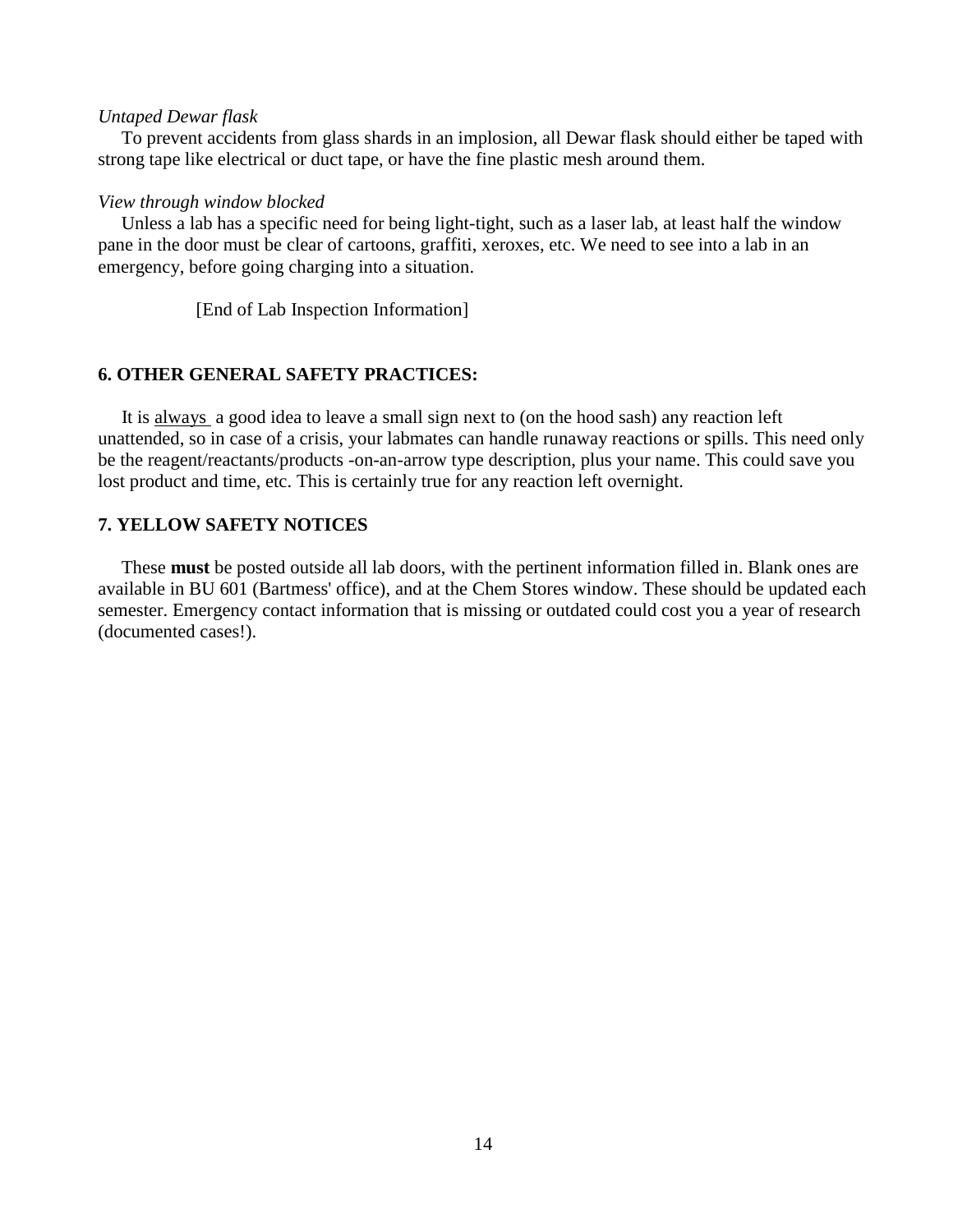*Untaped Dewar flask*

To prevent accidents from glass shards in an implosion, all Dewar flask should either be taped with strong tape like electrical or duct tape, or have the fine plastic mesh around them.

*View through window blocked*

Unless a lab has a specific need for being light-tight, such as a laser lab, at least half the window pane in the door must be clear of cartoons, graffiti, xeroxes, etc. We need to see into a lab in an emergency, before going charging into a situation.

[End of Lab Inspection Information]

**6. OTHER GENERAL SAFETY PRACTICES:**

It is <u>always</u> a good idea to leave a small sign next to (on the hood sash) any reaction left unattended, so in case of a crisis, your labmates can handle runaway reactions or spills. This need only be the reagent/reactants/products -on-an-arrow type description, plus your name. This could save you lost product and time, etc. This is certainly true for any reaction left overnight.

**7. YELLOW SAFETY NOTICES**

These **must** be posted outside all lab doors, with the pertinent information filled in. Blank ones are available in BU 601 (Bartmess' office), and at the Chem Stores window. These should be updated each semester. Emergency contact information that is missing or outdated could cost you a year of research (documented cases!).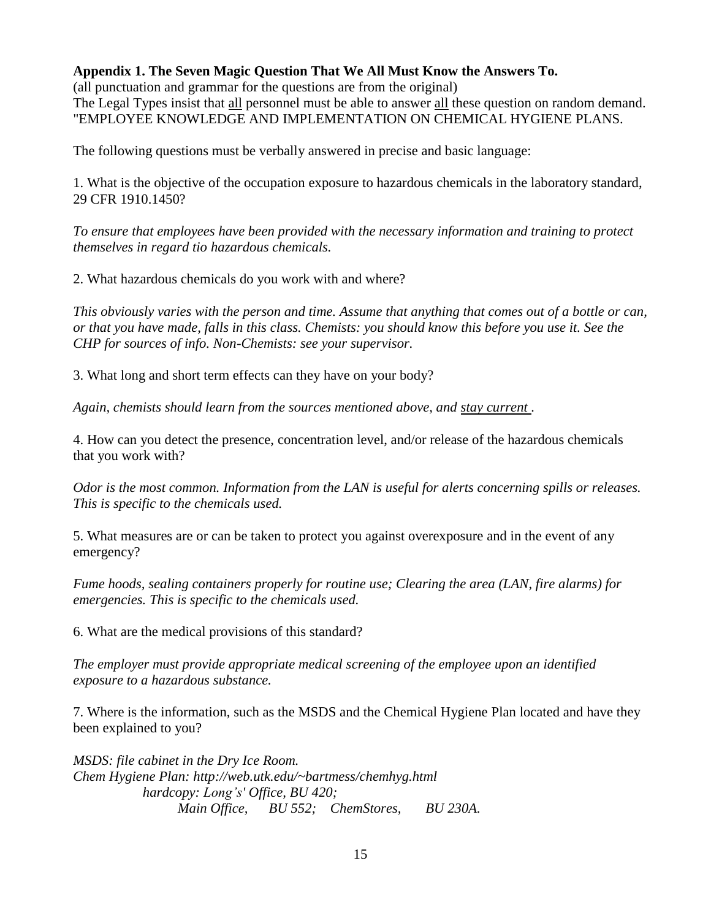**Appendix 1. The Seven Magic Question That We All Must Know the Answers To.**

(all punctuation and grammar for the questions are from the original)

The Legal Types insist that <u>all</u> personnel must be able to answer <u>all</u> these question on random demand. "EMPLOYEE KNOWLEDGE AND IMPLEMENTATION ON CHEMICAL HYGIENE PLANS.

The following questions must be verbally answered in precise and basic language:

1. What is the objective of the occupation exposure to hazardous chemicals in the laboratory standard, 29 CFR 1910.1450?

*To ensure that employees have been provided with the necessary information and training to protect themselves in regard tio hazardous chemicals.*

2. What hazardous chemicals do you work with and where?

*This obviously varies with the person and time. Assume that anything that comes out of a bottle or can, or that you have made, falls in this class. Chemists: you should know this before you use it. See the CHP for sources of info. Non-Chemists: see your supervisor.*

3. What long and short term effects can they have on your body?

*Again, chemists should learn from the sources mentioned above, and <u>stay current</u> .*

4. How can you detect the presence, concentration level, and/or release of the hazardous chemicals that you work with?

*Odor is the most common. Information from the LAN is useful for alerts concerning spills or releases. This is specific to the chemicals used.*

5. What measures are or can be taken to protect you against overexposure and in the event of any emergency?

*Fume hoods, sealing containers properly for routine use; Clearing the area (LAN, fire alarms) for emergencies. This is specific to the chemicals used.*

6. What are the medical provisions of this standard?

*The employer must provide appropriate medical screening of the employee upon an identified exposure to a hazardous substance.*

7. Where is the information, such as the MSDS and the Chemical Hygiene Plan located and have they been explained to you?

*MSDS: file cabinet in the Dry Ice Room.*
*Chem Hygiene Plan: http://web.utk.edu/~bartmess/chemhyg.html*
*hardcopy: Long's' Office, BU 420;*
*Main Office, BU 552; ChemStores, BU 230A.*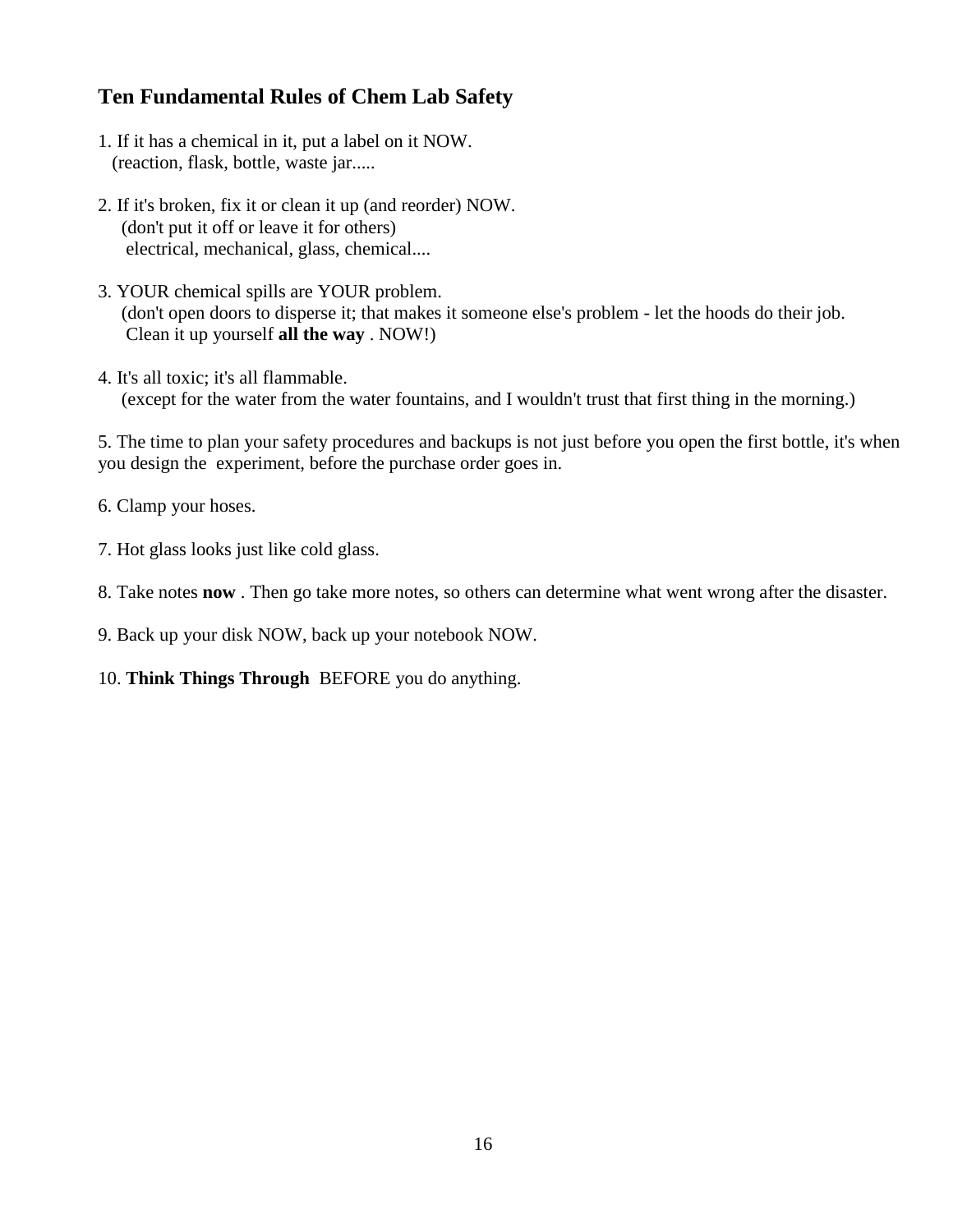### Ten Fundamental Rules of Chem Lab Safety

1. If it has a chemical in it, put a label on it NOW.
   (reaction, flask, bottle, waste jar.....

2. If it's broken, fix it or clean it up (and reorder) NOW.
   (don't put it off or leave it for others)
   electrical, mechanical, glass, chemical....

3. YOUR chemical spills are YOUR problem.
   (don't open doors to disperse it; that makes it someone else's problem - let the hoods do their job.
   Clean it up yourself **all the way** . NOW!)

4. It's all toxic; it's all flammable.
   (except for the water from the water fountains, and I wouldn't trust that first thing in the morning.)

5. The time to plan your safety procedures and backups is not just before you open the first bottle, it's when you design the experiment, before the purchase order goes in.

6. Clamp your hoses.

7. Hot glass looks just like cold glass.

8. Take notes **now** . Then go take more notes, so others can determine what went wrong after the disaster.

9. Back up your disk NOW, back up your notebook NOW.

10. **Think Things Through** BEFORE you do anything.